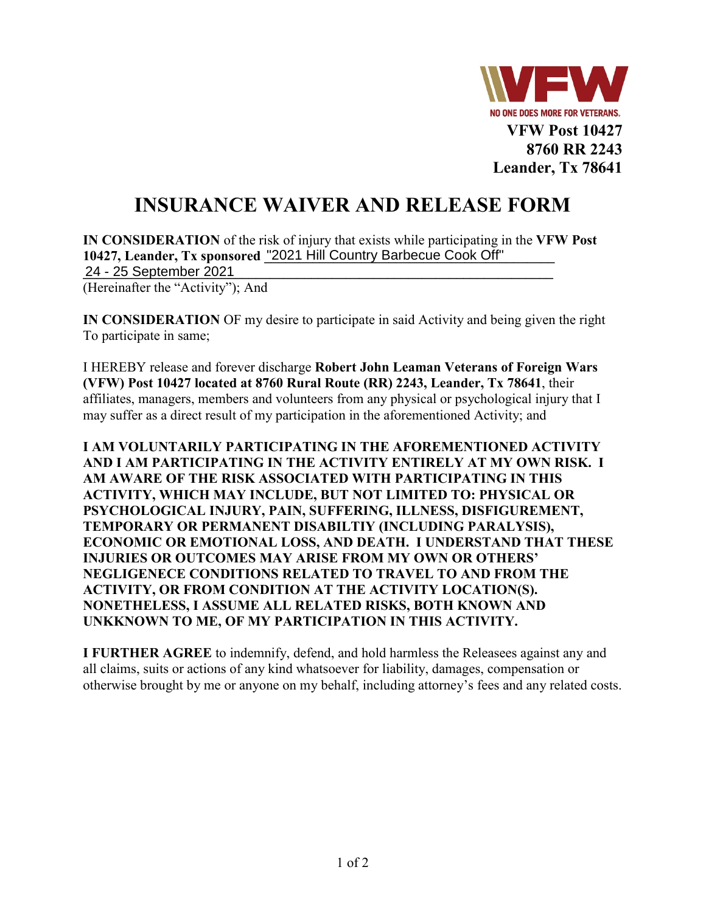**VFW Post 10427**
**8760 RR 2243**
**Leander, Tx 78641**

# INSURANCE WAIVER AND RELEASE FORM

**IN CONSIDERATION** of the risk of injury that exists while participating in the **VFW Post 10427, Leander, Tx sponsored** "2021 Hill Country Barbecue Cook Off" 24 - 25 September 2021 (Hereinafter the "Activity"); And

**IN CONSIDERATION** OF my desire to participate in said Activity and being given the right To participate in same;

I HEREBY release and forever discharge **Robert John Leaman Veterans of Foreign Wars (VFW) Post 10427 located at 8760 Rural Route (RR) 2243, Leander, Tx 78641**, their affiliates, managers, members and volunteers from any physical or psychological injury that I may suffer as a direct result of my participation in the aforementioned Activity; and

**I AM VOLUNTARILY PARTICIPATING IN THE AFOREMENTIONED ACTIVITY AND I AM PARTICIPATING IN THE ACTIVITY ENTIRELY AT MY OWN RISK. I AM AWARE OF THE RISK ASSOCIATED WITH PARTICIPATING IN THIS ACTIVITY, WHICH MAY INCLUDE, BUT NOT LIMITED TO: PHYSICAL OR PSYCHOLOGICAL INJURY, PAIN, SUFFERING, ILLNESS, DISFIGUREMENT, TEMPORARY OR PERMANENT DISABILTIY (INCLUDING PARALYSIS), ECONOMIC OR EMOTIONAL LOSS, AND DEATH. I UNDERSTAND THAT THESE INJURIES OR OUTCOMES MAY ARISE FROM MY OWN OR OTHERS' NEGLIGENECE CONDITIONS RELATED TO TRAVEL TO AND FROM THE ACTIVITY, OR FROM CONDITION AT THE ACTIVITY LOCATION(S). NONETHELESS, I ASSUME ALL RELATED RISKS, BOTH KNOWN AND UNKKNOWN TO ME, OF MY PARTICIPATION IN THIS ACTIVITY.**

**I FURTHER AGREE** to indemnify, defend, and hold harmless the Releasees against any and all claims, suits or actions of any kind whatsoever for liability, damages, compensation or otherwise brought by me or anyone on my behalf, including attorney's fees and any related costs.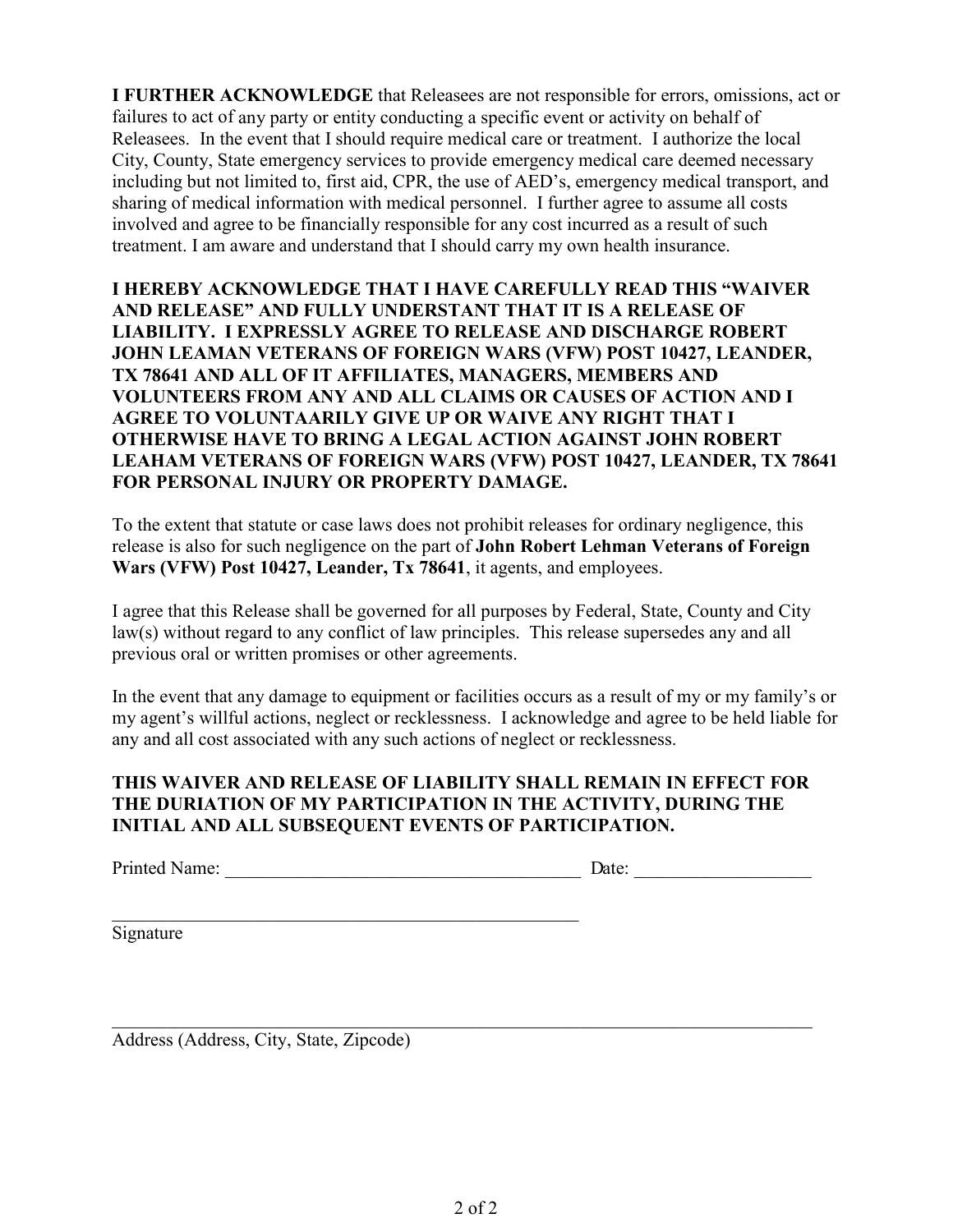**I FURTHER ACKNOWLEDGE** that Releasees are not responsible for errors, omissions, act or failures to act of any party or entity conducting a specific event or activity on behalf of Releasees. In the event that I should require medical care or treatment. I authorize the local City, County, State emergency services to provide emergency medical care deemed necessary including but not limited to, first aid, CPR, the use of AED's, emergency medical transport, and sharing of medical information with medical personnel. I further agree to assume all costs involved and agree to be financially responsible for any cost incurred as a result of such treatment. I am aware and understand that I should carry my own health insurance.

**I HEREBY ACKNOWLEDGE THAT I HAVE CAREFULLY READ THIS "WAIVER AND RELEASE" AND FULLY UNDERSTANT THAT IT IS A RELEASE OF LIABILITY. I EXPRESSLY AGREE TO RELEASE AND DISCHARGE ROBERT JOHN LEAMAN VETERANS OF FOREIGN WARS (VFW) POST 10427, LEANDER, TX 78641 AND ALL OF IT AFFILIATES, MANAGERS, MEMBERS AND VOLUNTEERS FROM ANY AND ALL CLAIMS OR CAUSES OF ACTION AND I AGREE TO VOLUNTAARILY GIVE UP OR WAIVE ANY RIGHT THAT I OTHERWISE HAVE TO BRING A LEGAL ACTION AGAINST JOHN ROBERT LEAHAM VETERANS OF FOREIGN WARS (VFW) POST 10427, LEANDER, TX 78641 FOR PERSONAL INJURY OR PROPERTY DAMAGE.**

To the extent that statute or case laws does not prohibit releases for ordinary negligence, this release is also for such negligence on the part of **John Robert Lehman Veterans of Foreign Wars (VFW) Post 10427, Leander, Tx 78641**, it agents, and employees.

I agree that this Release shall be governed for all purposes by Federal, State, County and City law(s) without regard to any conflict of law principles. This release supersedes any and all previous oral or written promises or other agreements.

In the event that any damage to equipment or facilities occurs as a result of my or my family's or my agent's willful actions, neglect or recklessness. I acknowledge and agree to be held liable for any and all cost associated with any such actions of neglect or recklessness.

**THIS WAIVER AND RELEASE OF LIABILITY SHALL REMAIN IN EFFECT FOR THE DURATION OF MY PARTICIPATION IN THE ACTIVITY, DURING THE INITIAL AND ALL SUBSEQUENT EVENTS OF PARTICIPATION.**

Printed Name: ________________________________________ Date: ___________________

____________________________________________________
Signature

________________________________________________________________________________
Address (Address, City, State, Zipcode)